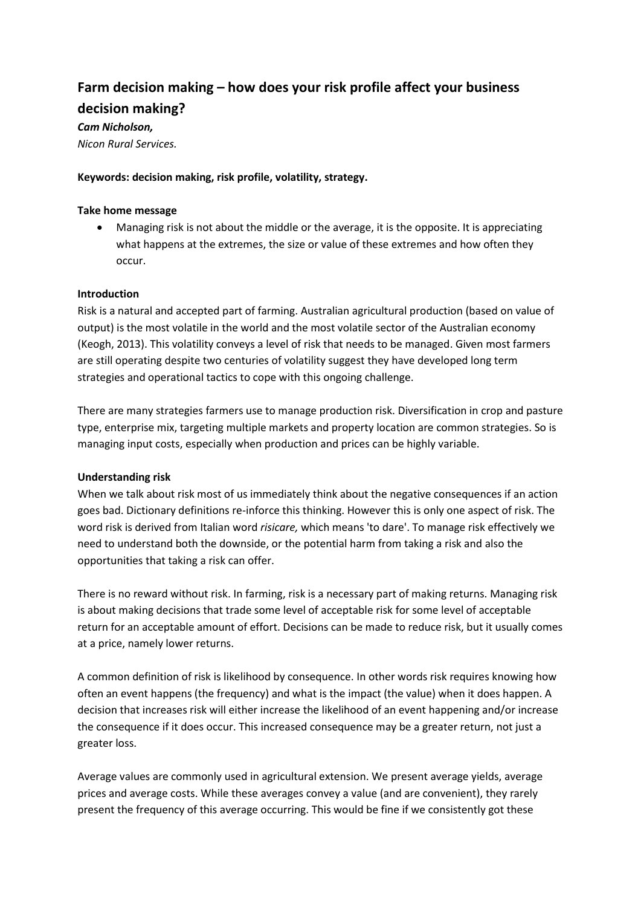# Farm decision making – how does your risk profile affect your business decision making?

***Cam Nicholson,***

*Nicon Rural Services.*

**Keywords: decision making, risk profile, volatility, strategy.**

**Take home message**

- Managing risk is not about the middle or the average, it is the opposite. It is appreciating what happens at the extremes, the size or value of these extremes and how often they occur.

**Introduction**

Risk is a natural and accepted part of farming. Australian agricultural production (based on value of output) is the most volatile in the world and the most volatile sector of the Australian economy (Keogh, 2013). This volatility conveys a level of risk that needs to be managed. Given most farmers are still operating despite two centuries of volatility suggest they have developed long term strategies and operational tactics to cope with this ongoing challenge.

There are many strategies farmers use to manage production risk. Diversification in crop and pasture type, enterprise mix, targeting multiple markets and property location are common strategies. So is managing input costs, especially when production and prices can be highly variable.

**Understanding risk**

When we talk about risk most of us immediately think about the negative consequences if an action goes bad. Dictionary definitions re-inforce this thinking. However this is only one aspect of risk. The word risk is derived from Italian word *risicare,* which means 'to dare'. To manage risk effectively we need to understand both the downside, or the potential harm from taking a risk and also the opportunities that taking a risk can offer.

There is no reward without risk. In farming, risk is a necessary part of making returns. Managing risk is about making decisions that trade some level of acceptable risk for some level of acceptable return for an acceptable amount of effort. Decisions can be made to reduce risk, but it usually comes at a price, namely lower returns.

A common definition of risk is likelihood by consequence. In other words risk requires knowing how often an event happens (the frequency) and what is the impact (the value) when it does happen. A decision that increases risk will either increase the likelihood of an event happening and/or increase the consequence if it does occur. This increased consequence may be a greater return, not just a greater loss.

Average values are commonly used in agricultural extension. We present average yields, average prices and average costs. While these averages convey a value (and are convenient), they rarely present the frequency of this average occurring. This would be fine if we consistently got these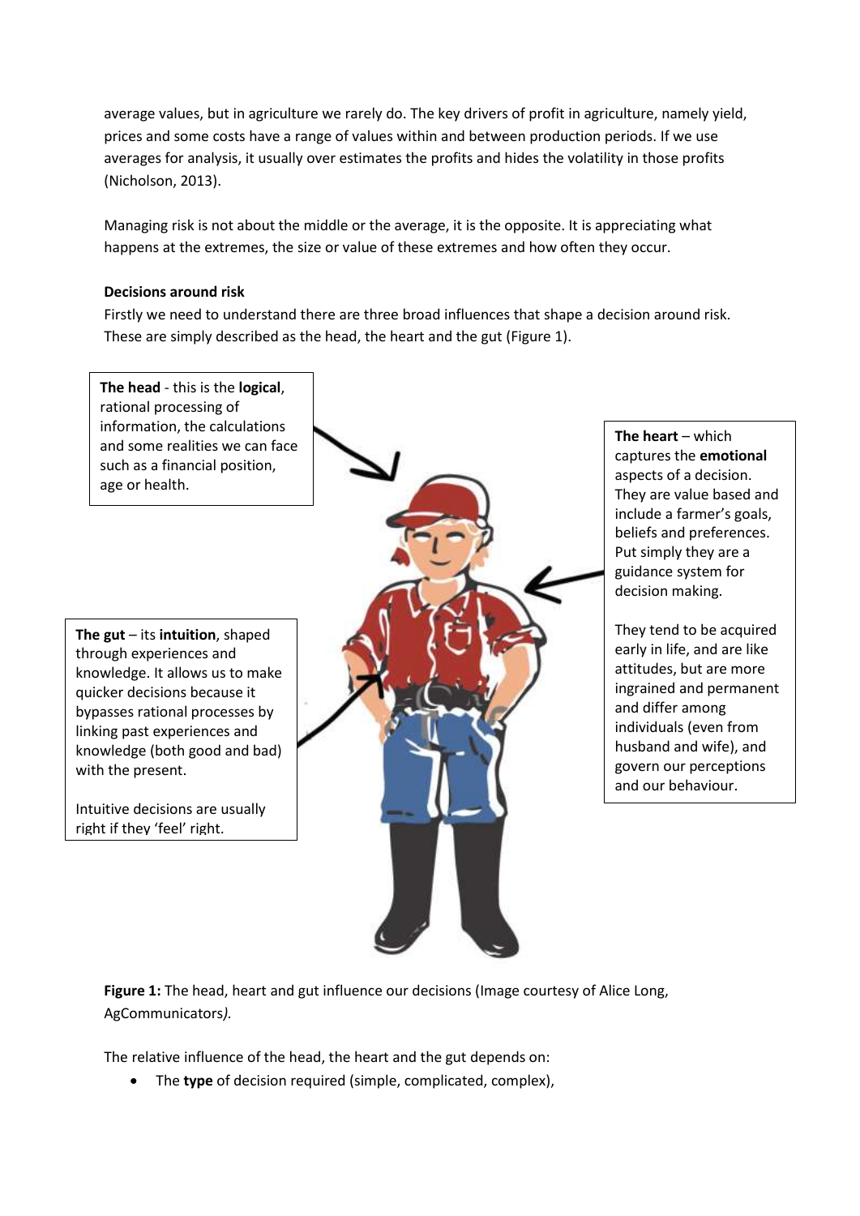average values, but in agriculture we rarely do. The key drivers of profit in agriculture, namely yield, prices and some costs have a range of values within and between production periods. If we use averages for analysis, it usually over estimates the profits and hides the volatility in those profits (Nicholson, 2013).

Managing risk is not about the middle or the average, it is the opposite. It is appreciating what happens at the extremes, the size or value of these extremes and how often they occur.

**Decisions around risk**

Firstly we need to understand there are three broad influences that shape a decision around risk. These are simply described as the head, the heart and the gut (Figure 1).

**The head** - this is the **logical**, rational processing of information, the calculations and some realities we can face such as a financial position, age or health.

**The heart** – which captures the **emotional** aspects of a decision. They are value based and include a farmer's goals, beliefs and preferences. Put simply they are a guidance system for decision making.

They tend to be acquired early in life, and are like attitudes, but are more ingrained and permanent and differ among individuals (even from husband and wife), and govern our perceptions and our behaviour.

**The gut** – its **intuition**, shaped through experiences and knowledge. It allows us to make quicker decisions because it bypasses rational processes by linking past experiences and knowledge (both good and bad) with the present.

Intuitive decisions are usually right if they 'feel' right.

**Figure 1:** The head, heart and gut influence our decisions (Image courtesy of Alice Long, AgCommunicators*).*

The relative influence of the head, the heart and the gut depends on:

- The **type** of decision required (simple, complicated, complex),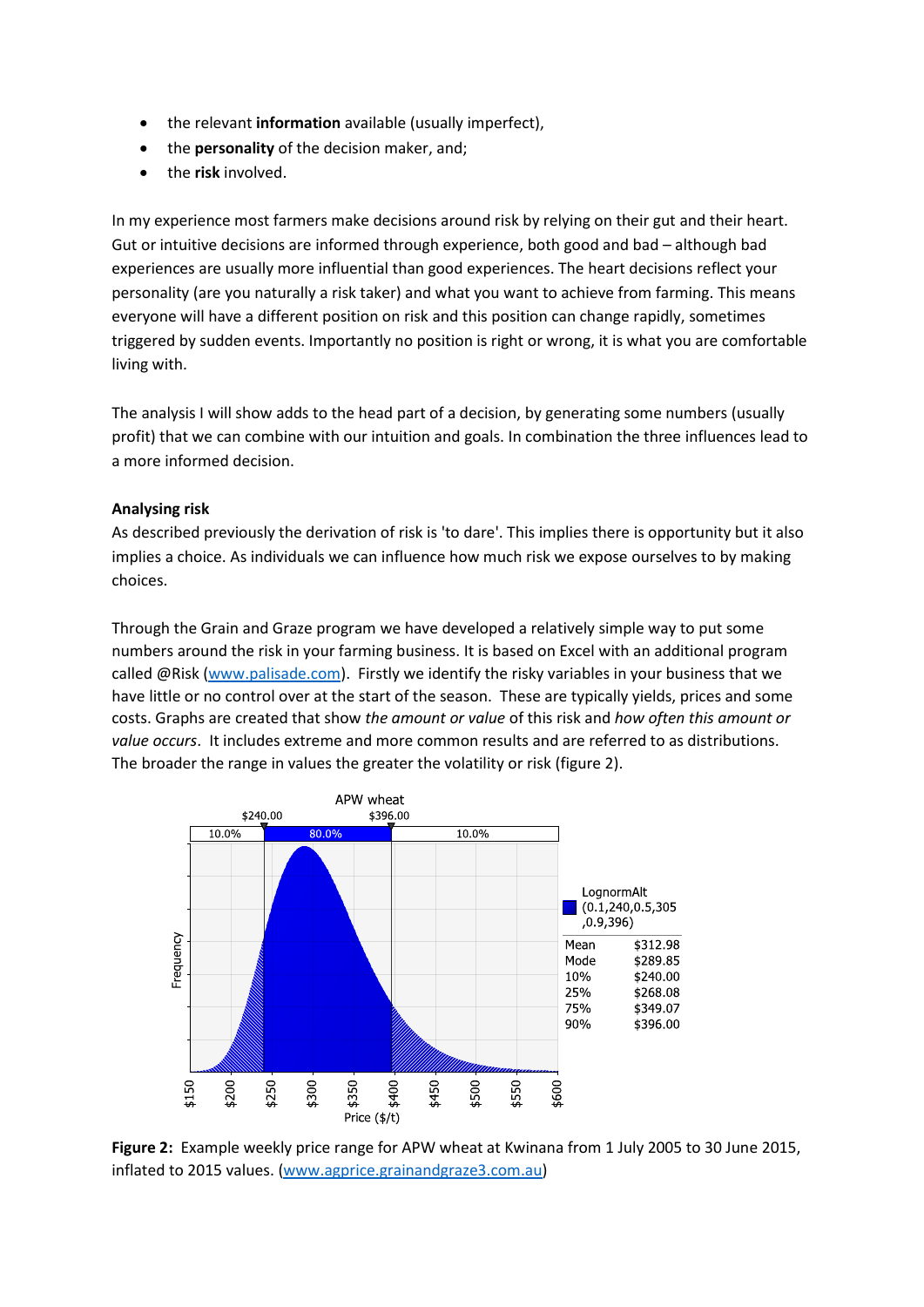- the relevant **information** available (usually imperfect),
- the **personality** of the decision maker, and;
- the **risk** involved.

In my experience most farmers make decisions around risk by relying on their gut and their heart. Gut or intuitive decisions are informed through experience, both good and bad – although bad experiences are usually more influential than good experiences. The heart decisions reflect your personality (are you naturally a risk taker) and what you want to achieve from farming. This means everyone will have a different position on risk and this position can change rapidly, sometimes triggered by sudden events. Importantly no position is right or wrong, it is what you are comfortable living with.

The analysis I will show adds to the head part of a decision, by generating some numbers (usually profit) that we can combine with our intuition and goals. In combination the three influences lead to a more informed decision.

**Analysing risk**

As described previously the derivation of risk is 'to dare'. This implies there is opportunity but it also implies a choice. As individuals we can influence how much risk we expose ourselves to by making choices.

Through the Grain and Graze program we have developed a relatively simple way to put some numbers around the risk in your farming business. It is based on Excel with an additional program called @Risk (www.palisade.com). Firstly we identify the risky variables in your business that we have little or no control over at the start of the season. These are typically yields, prices and some costs. Graphs are created that show *the amount or value* of this risk and *how often this amount or value occurs*. It includes extreme and more common results and are referred to as distributions. The broader the range in values the greater the volatility or risk (figure 2).

**Figure 2:** Example weekly price range for APW wheat at Kwinana from 1 July 2005 to 30 June 2015, inflated to 2015 values. (www.agprice.grainandgraze3.com.au)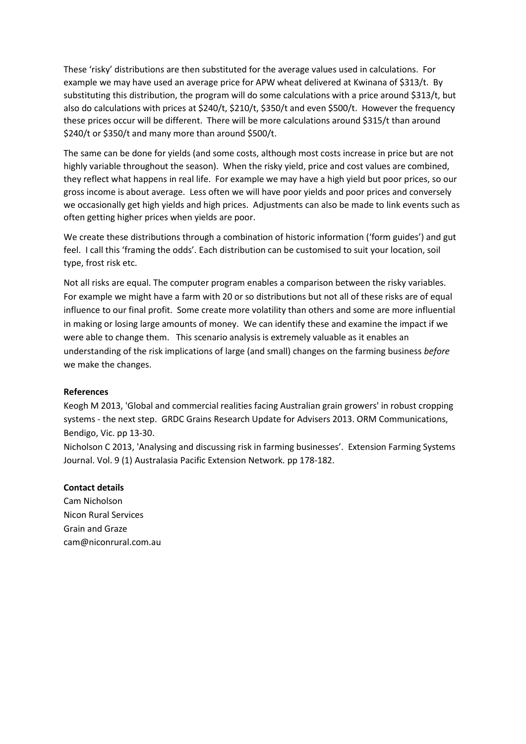These 'risky' distributions are then substituted for the average values used in calculations. For example we may have used an average price for APW wheat delivered at Kwinana of $313/t. By substituting this distribution, the program will do some calculations with a price around $313/t, but also do calculations with prices at $240/t, $210/t, $350/t and even $500/t. However the frequency these prices occur will be different. There will be more calculations around $315/t than around $240/t or $350/t and many more than around $500/t.

The same can be done for yields (and some costs, although most costs increase in price but are not highly variable throughout the season). When the risky yield, price and cost values are combined, they reflect what happens in real life. For example we may have a high yield but poor prices, so our gross income is about average. Less often we will have poor yields and poor prices and conversely we occasionally get high yields and high prices. Adjustments can also be made to link events such as often getting higher prices when yields are poor.

We create these distributions through a combination of historic information ('form guides') and gut feel. I call this 'framing the odds'. Each distribution can be customised to suit your location, soil type, frost risk etc.

Not all risks are equal. The computer program enables a comparison between the risky variables. For example we might have a farm with 20 or so distributions but not all of these risks are of equal influence to our final profit. Some create more volatility than others and some are more influential in making or losing large amounts of money. We can identify these and examine the impact if we were able to change them. This scenario analysis is extremely valuable as it enables an understanding of the risk implications of large (and small) changes on the farming business *before* we make the changes.

**References**

Keogh M 2013, 'Global and commercial realities facing Australian grain growers' in robust cropping systems - the next step. GRDC Grains Research Update for Advisers 2013. ORM Communications, Bendigo, Vic. pp 13-30.

Nicholson C 2013, 'Analysing and discussing risk in farming businesses'. Extension Farming Systems Journal. Vol. 9 (1) Australasia Pacific Extension Network. pp 178-182.

**Contact details**

Cam Nicholson
Nicon Rural Services
Grain and Graze
cam@niconrural.com.au